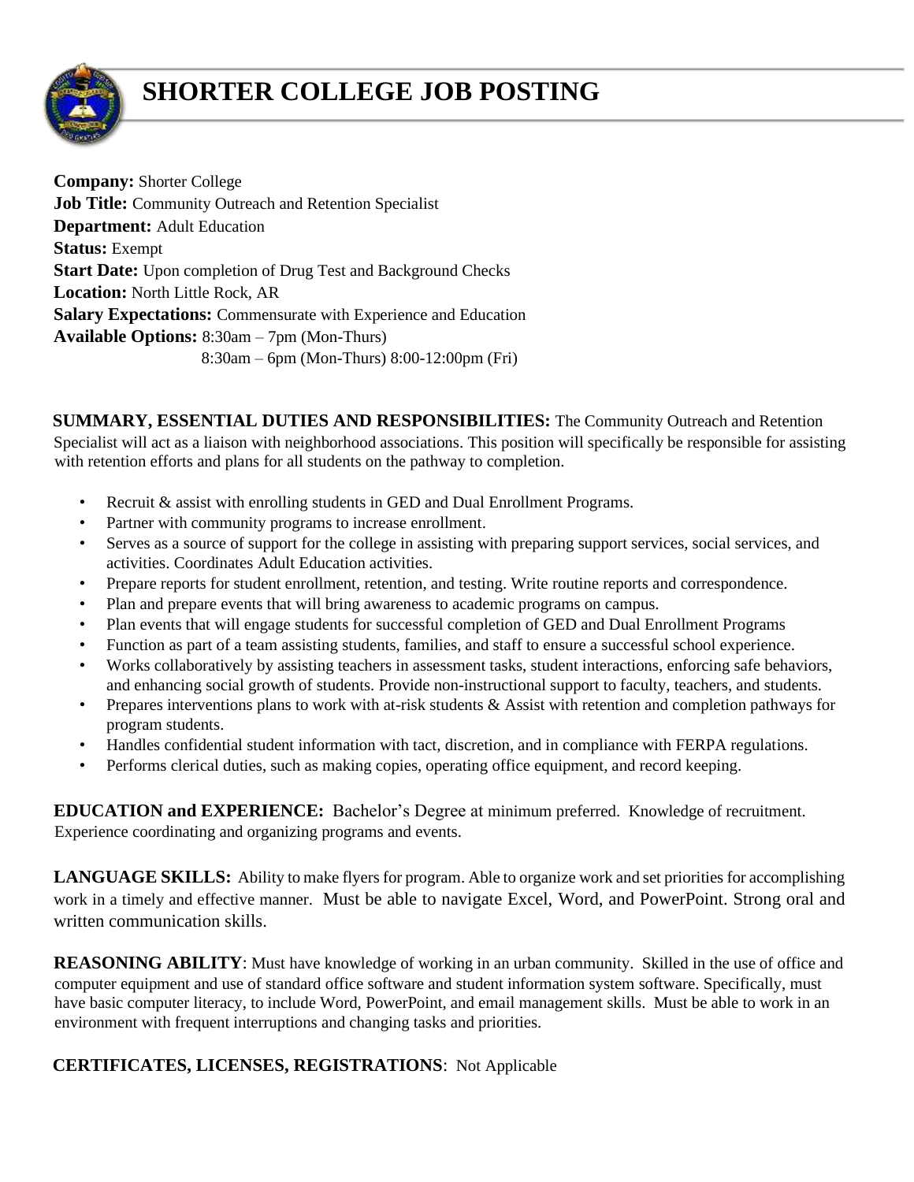# SHORTER COLLEGE JOB POSTING

**Company:** Shorter College
**Job Title:** Community Outreach and Retention Specialist
**Department:** Adult Education
**Status:** Exempt
**Start Date:** Upon completion of Drug Test and Background Checks
**Location:** North Little Rock, AR
**Salary Expectations:** Commensurate with Experience and Education
**Available Options:** 8:30am – 7pm (Mon-Thurs)
8:30am – 6pm (Mon-Thurs) 8:00-12:00pm (Fri)

**SUMMARY, ESSENTIAL DUTIES AND RESPONSIBILITIES:** The Community Outreach and Retention Specialist will act as a liaison with neighborhood associations. This position will specifically be responsible for assisting with retention efforts and plans for all students on the pathway to completion.

- Recruit & assist with enrolling students in GED and Dual Enrollment Programs.
- Partner with community programs to increase enrollment.
- Serves as a source of support for the college in assisting with preparing support services, social services, and activities. Coordinates Adult Education activities.
- Prepare reports for student enrollment, retention, and testing. Write routine reports and correspondence.
- Plan and prepare events that will bring awareness to academic programs on campus.
- Plan events that will engage students for successful completion of GED and Dual Enrollment Programs
- Function as part of a team assisting students, families, and staff to ensure a successful school experience.
- Works collaboratively by assisting teachers in assessment tasks, student interactions, enforcing safe behaviors, and enhancing social growth of students. Provide non-instructional support to faculty, teachers, and students.
- Prepares interventions plans to work with at-risk students & Assist with retention and completion pathways for program students.
- Handles confidential student information with tact, discretion, and in compliance with FERPA regulations.
- Performs clerical duties, such as making copies, operating office equipment, and record keeping.

**EDUCATION and EXPERIENCE:** Bachelor's Degree at minimum preferred. Knowledge of recruitment. Experience coordinating and organizing programs and events.

**LANGUAGE SKILLS:** Ability to make flyers for program. Able to organize work and set priorities for accomplishing work in a timely and effective manner. Must be able to navigate Excel, Word, and PowerPoint. Strong oral and written communication skills.

**REASONING ABILITY**: Must have knowledge of working in an urban community. Skilled in the use of office and computer equipment and use of standard office software and student information system software. Specifically, must have basic computer literacy, to include Word, PowerPoint, and email management skills. Must be able to work in an environment with frequent interruptions and changing tasks and priorities.

**CERTIFICATES, LICENSES, REGISTRATIONS**: Not Applicable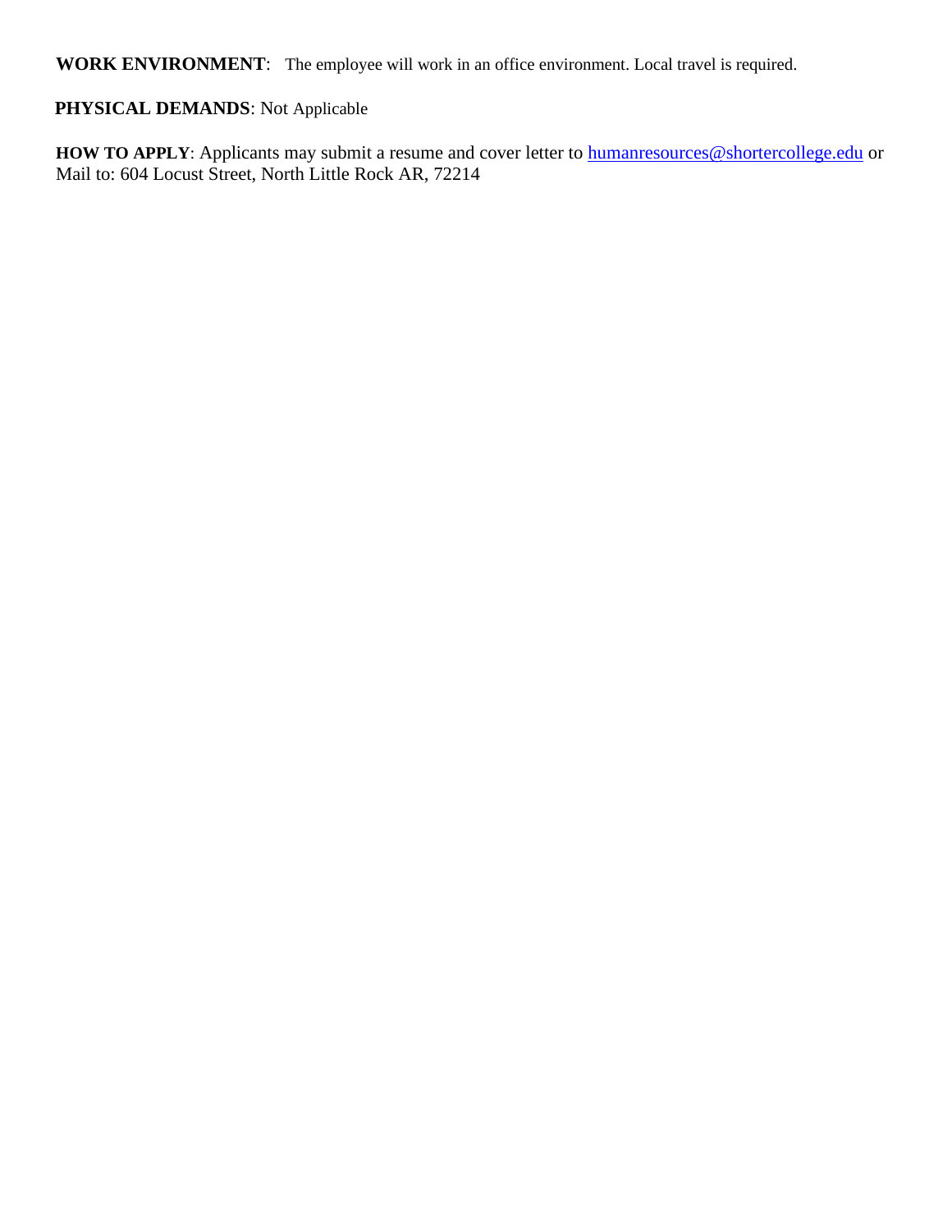**WORK ENVIRONMENT**: The employee will work in an office environment. Local travel is required.

**PHYSICAL DEMANDS**: Not Applicable

**HOW TO APPLY**: Applicants may submit a resume and cover letter to humanresources@shortercollege.edu or Mail to: 604 Locust Street, North Little Rock AR, 72214